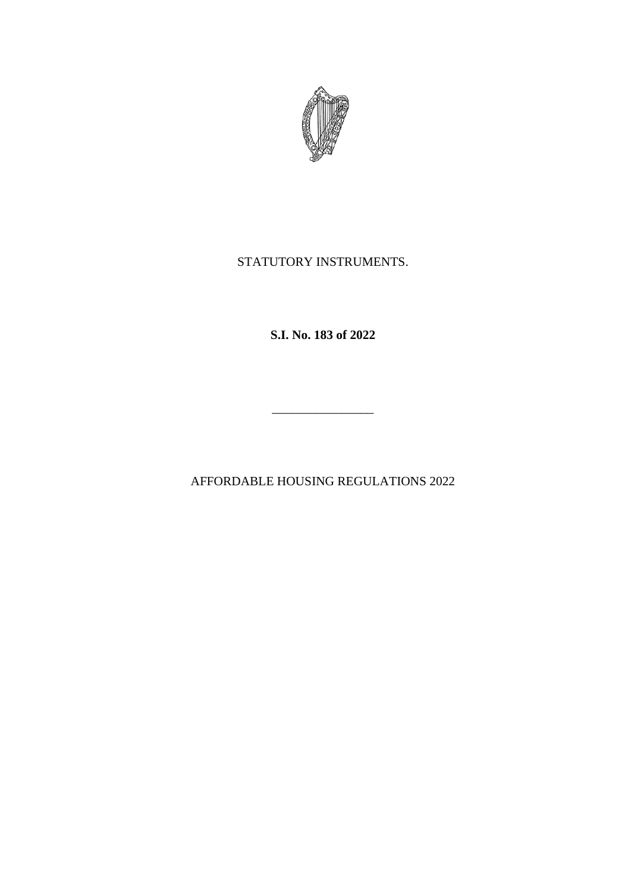STATUTORY INSTRUMENTS.

**S.I. No. 183 of 2022**

---

AFFORDABLE HOUSING REGULATIONS 2022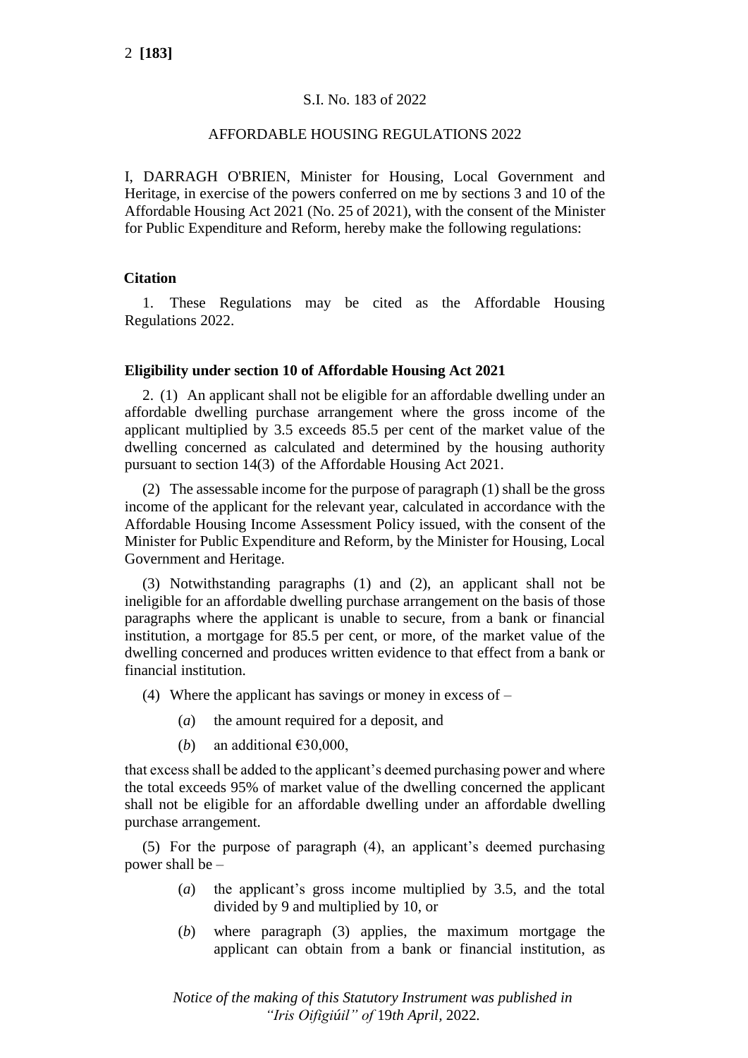S.I. No. 183 of 2022

AFFORDABLE HOUSING REGULATIONS 2022

I, DARRAGH O'BRIEN, Minister for Housing, Local Government and Heritage, in exercise of the powers conferred on me by sections 3 and 10 of the Affordable Housing Act 2021 (No. 25 of 2021), with the consent of the Minister for Public Expenditure and Reform, hereby make the following regulations:

**Citation**

1. These Regulations may be cited as the Affordable Housing Regulations 2022.

**Eligibility under section 10 of Affordable Housing Act 2021**

2. (1) An applicant shall not be eligible for an affordable dwelling under an affordable dwelling purchase arrangement where the gross income of the applicant multiplied by 3.5 exceeds 85.5 per cent of the market value of the dwelling concerned as calculated and determined by the housing authority pursuant to section 14(3) of the Affordable Housing Act 2021.

(2) The assessable income for the purpose of paragraph (1) shall be the gross income of the applicant for the relevant year, calculated in accordance with the Affordable Housing Income Assessment Policy issued, with the consent of the Minister for Public Expenditure and Reform, by the Minister for Housing, Local Government and Heritage.

(3) Notwithstanding paragraphs (1) and (2), an applicant shall not be ineligible for an affordable dwelling purchase arrangement on the basis of those paragraphs where the applicant is unable to secure, from a bank or financial institution, a mortgage for 85.5 per cent, or more, of the market value of the dwelling concerned and produces written evidence to that effect from a bank or financial institution.

(4) Where the applicant has savings or money in excess of –

(*a*) the amount required for a deposit, and

(*b*) an additional €30,000,

that excess shall be added to the applicant's deemed purchasing power and where the total exceeds 95% of market value of the dwelling concerned the applicant shall not be eligible for an affordable dwelling under an affordable dwelling purchase arrangement.

(5) For the purpose of paragraph (4), an applicant's deemed purchasing power shall be –

(*a*) the applicant's gross income multiplied by 3.5, and the total divided by 9 and multiplied by 10, or

(*b*) where paragraph (3) applies, the maximum mortgage the applicant can obtain from a bank or financial institution, as

*Notice of the making of this Statutory Instrument was published in "Iris Oifigiúil" of* 19*th April,* 2022*.*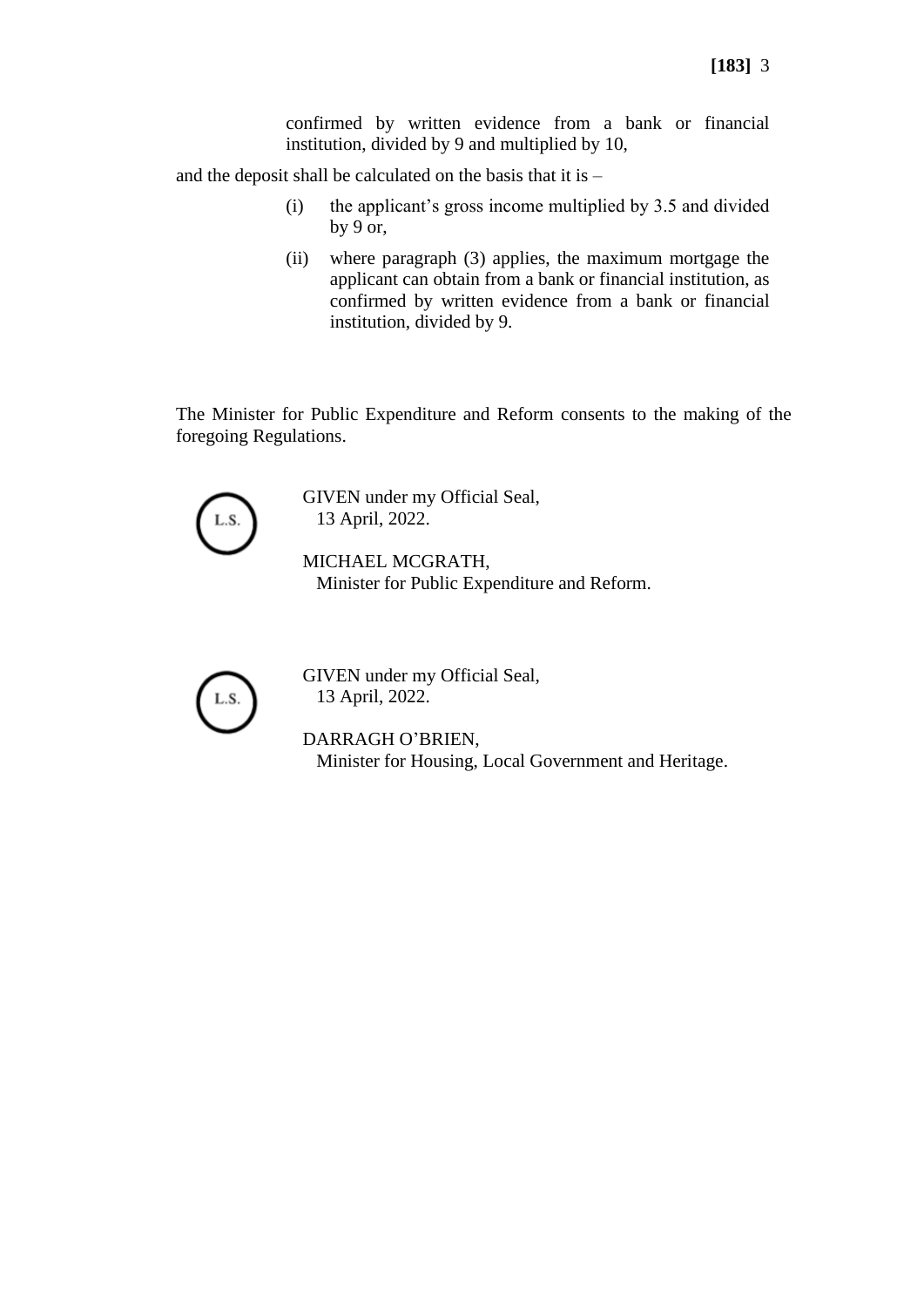confirmed by written evidence from a bank or financial institution, divided by 9 and multiplied by 10,

and the deposit shall be calculated on the basis that it is –

(i) the applicant’s gross income multiplied by 3.5 and divided by 9 or,

(ii) where paragraph (3) applies, the maximum mortgage the applicant can obtain from a bank or financial institution, as confirmed by written evidence from a bank or financial institution, divided by 9.

The Minister for Public Expenditure and Reform consents to the making of the foregoing Regulations.

L.S.

GIVEN under my Official Seal,
13 April, 2022.

MICHAEL MCGRATH,
Minister for Public Expenditure and Reform.

L.S.

GIVEN under my Official Seal,
13 April, 2022.

DARRAGH O’BRIEN,
Minister for Housing, Local Government and Heritage.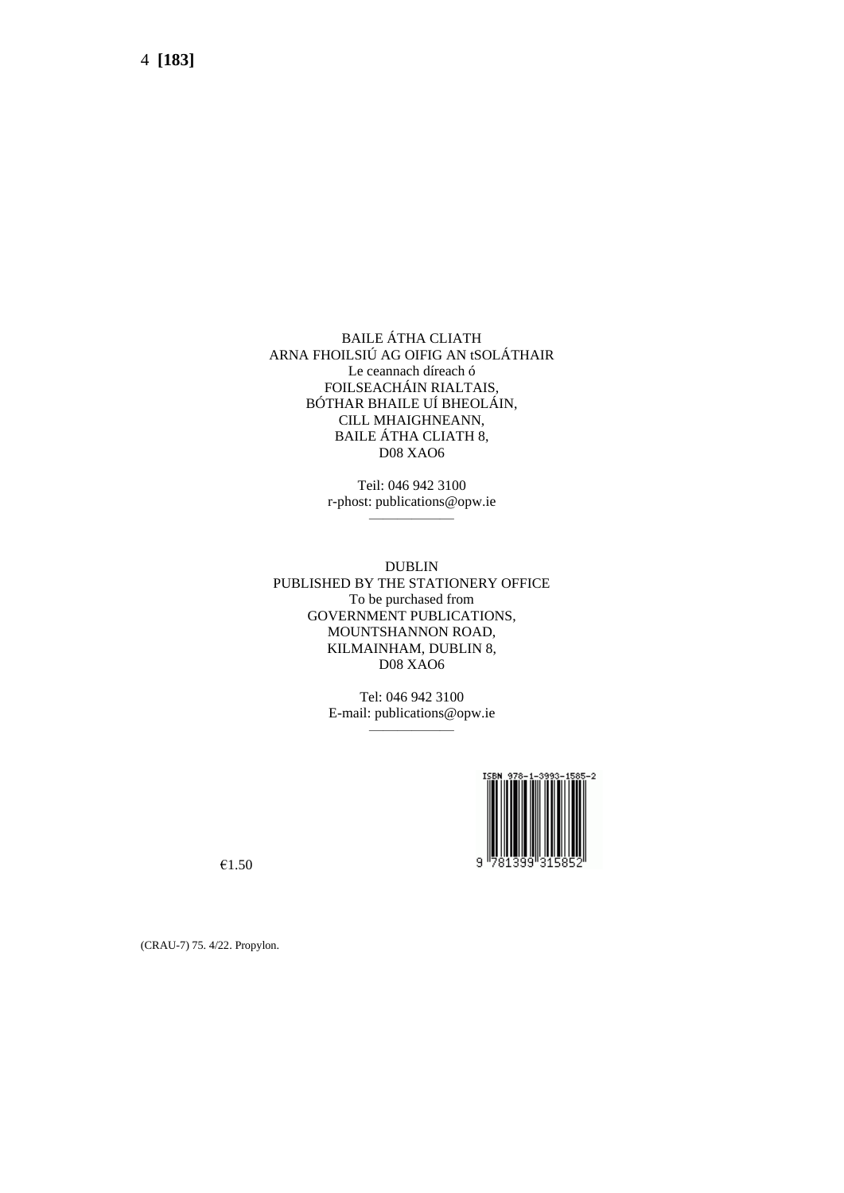[183]

BAILE ÁTHA CLIATH
ARNA FHOILSIÚ AG OIFIG AN tSOLÁTHAIR
Le ceannach díreach ó
FOILSEACHÁIN RIALTAIS,
BÓTHAR BHAILE UÍ BHEOLÁIN,
CILL MHAIGHNEANN,
BAILE ÁTHA CLIATH 8,
D08 XAO6

Teil: 046 942 3100
r-phost: publications@opw.ie

---

DUBLIN
PUBLISHED BY THE STATIONERY OFFICE
To be purchased from
GOVERNMENT PUBLICATIONS,
MOUNTSHANNON ROAD,
KILMAINHAM, DUBLIN 8,
D08 XAO6

Tel: 046 942 3100
E-mail: publications@opw.ie

---

ISBN 978-1-3993-1585-2

9 781399 315852

€1.50

(CRAU-7) 75. 4/22. Propylon.